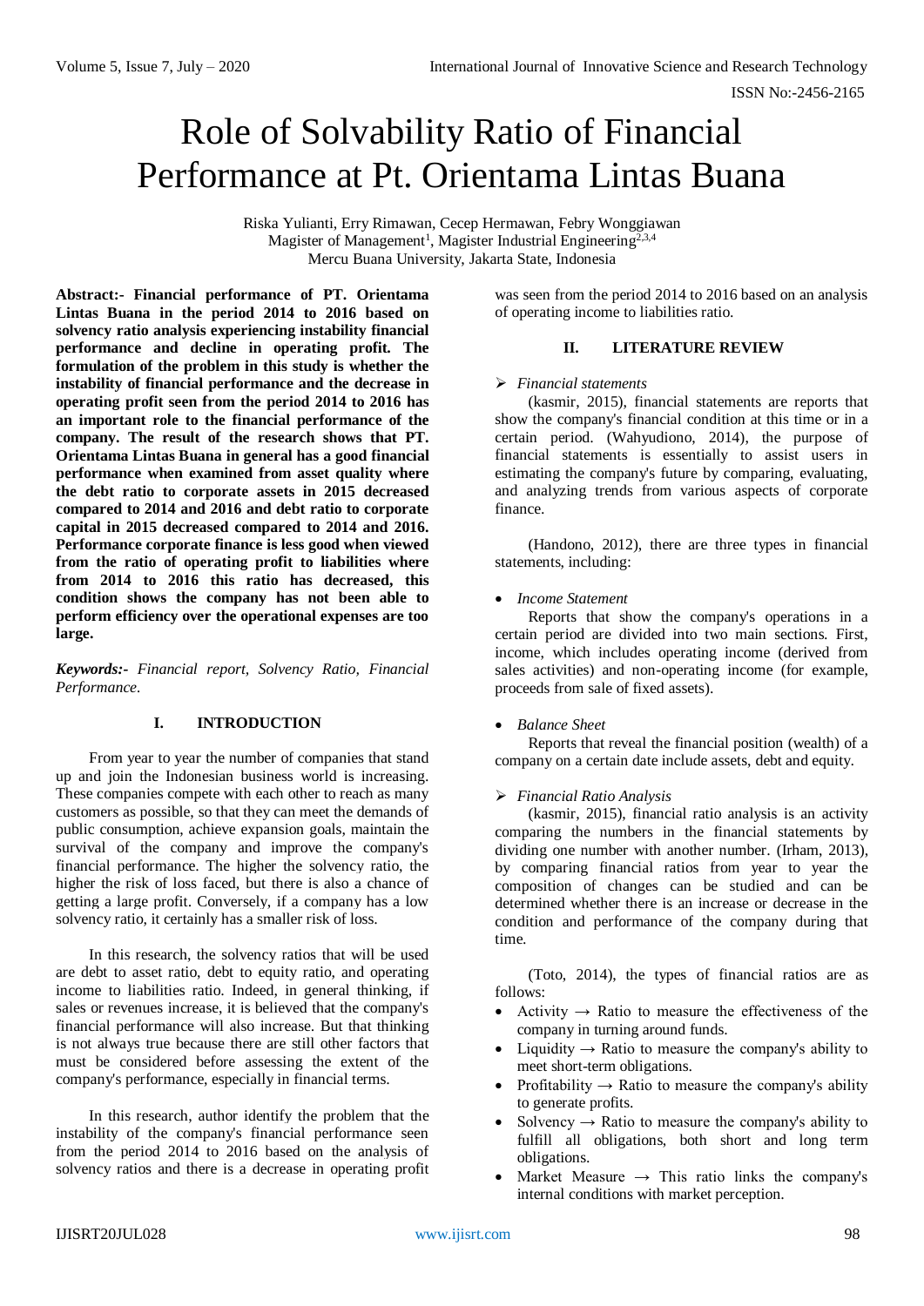# Role of Solvability Ratio of Financial Performance at Pt. Orientama Lintas Buana

Riska Yulianti, Erry Rimawan, Cecep Hermawan, Febry Wonggiawan
Magister of Management[1], Magister Industrial Engineering[2,3,4]
Mercu Buana University, Jakarta State, Indonesia

**Abstract:- Financial performance of PT. Orientama Lintas Buana in the period 2014 to 2016 based on solvency ratio analysis experiencing instability financial performance and decline in operating profit. The formulation of the problem in this study is whether the instability of financial performance and the decrease in operating profit seen from the period 2014 to 2016 has an important role to the financial performance of the company. The result of the research shows that PT. Orientama Lintas Buana in general has a good financial performance when examined from asset quality where the debt ratio to corporate assets in 2015 decreased compared to 2014 and 2016 and debt ratio to corporate capital in 2015 decreased compared to 2014 and 2016. Performance corporate finance is less good when viewed from the ratio of operating profit to liabilities where from 2014 to 2016 this ratio has decreased, this condition shows the company has not been able to perform efficiency over the operational expenses are too large.**

***Keywords:-*** *Financial report, Solvency Ratio, Financial Performance.*

## I. INTRODUCTION

From year to year the number of companies that stand up and join the Indonesian business world is increasing. These companies compete with each other to reach as many customers as possible, so that they can meet the demands of public consumption, achieve expansion goals, maintain the survival of the company and improve the company's financial performance. The higher the solvency ratio, the higher the risk of loss faced, but there is also a chance of getting a large profit. Conversely, if a company has a low solvency ratio, it certainly has a smaller risk of loss.

In this research, the solvency ratios that will be used are debt to asset ratio, debt to equity ratio, and operating income to liabilities ratio. Indeed, in general thinking, if sales or revenues increase, it is believed that the company's financial performance will also increase. But that thinking is not always true because there are still other factors that must be considered before assessing the extent of the company's performance, especially in financial terms.

In this research, author identify the problem that the instability of the company's financial performance seen from the period 2014 to 2016 based on the analysis of solvency ratios and there is a decrease in operating profit was seen from the period 2014 to 2016 based on an analysis of operating income to liabilities ratio.

## II. LITERATURE REVIEW

➢ *Financial statements*

(kasmir, 2015), financial statements are reports that show the company's financial condition at this time or in a certain period. (Wahyudiono, 2014), the purpose of financial statements is essentially to assist users in estimating the company's future by comparing, evaluating, and analyzing trends from various aspects of corporate finance.

(Handono, 2012), there are three types in financial statements, including:

- *Income Statement*

  Reports that show the company's operations in a certain period are divided into two main sections. First, income, which includes operating income (derived from sales activities) and non-operating income (for example, proceeds from sale of fixed assets).

- *Balance Sheet*

  Reports that reveal the financial position (wealth) of a company on a certain date include assets, debt and equity.

➢ *Financial Ratio Analysis*

(kasmir, 2015), financial ratio analysis is an activity comparing the numbers in the financial statements by dividing one number with another number. (Irham, 2013), by comparing financial ratios from year to year the composition of changes can be studied and can be determined whether there is an increase or decrease in the condition and performance of the company during that time.

(Toto, 2014), the types of financial ratios are as follows:

- Activity → Ratio to measure the effectiveness of the company in turning around funds.
- Liquidity → Ratio to measure the company's ability to meet short-term obligations.
- Profitability → Ratio to measure the company's ability to generate profits.
- Solvency → Ratio to measure the company's ability to fulfill all obligations, both short and long term obligations.
- Market Measure → This ratio links the company's internal conditions with market perception.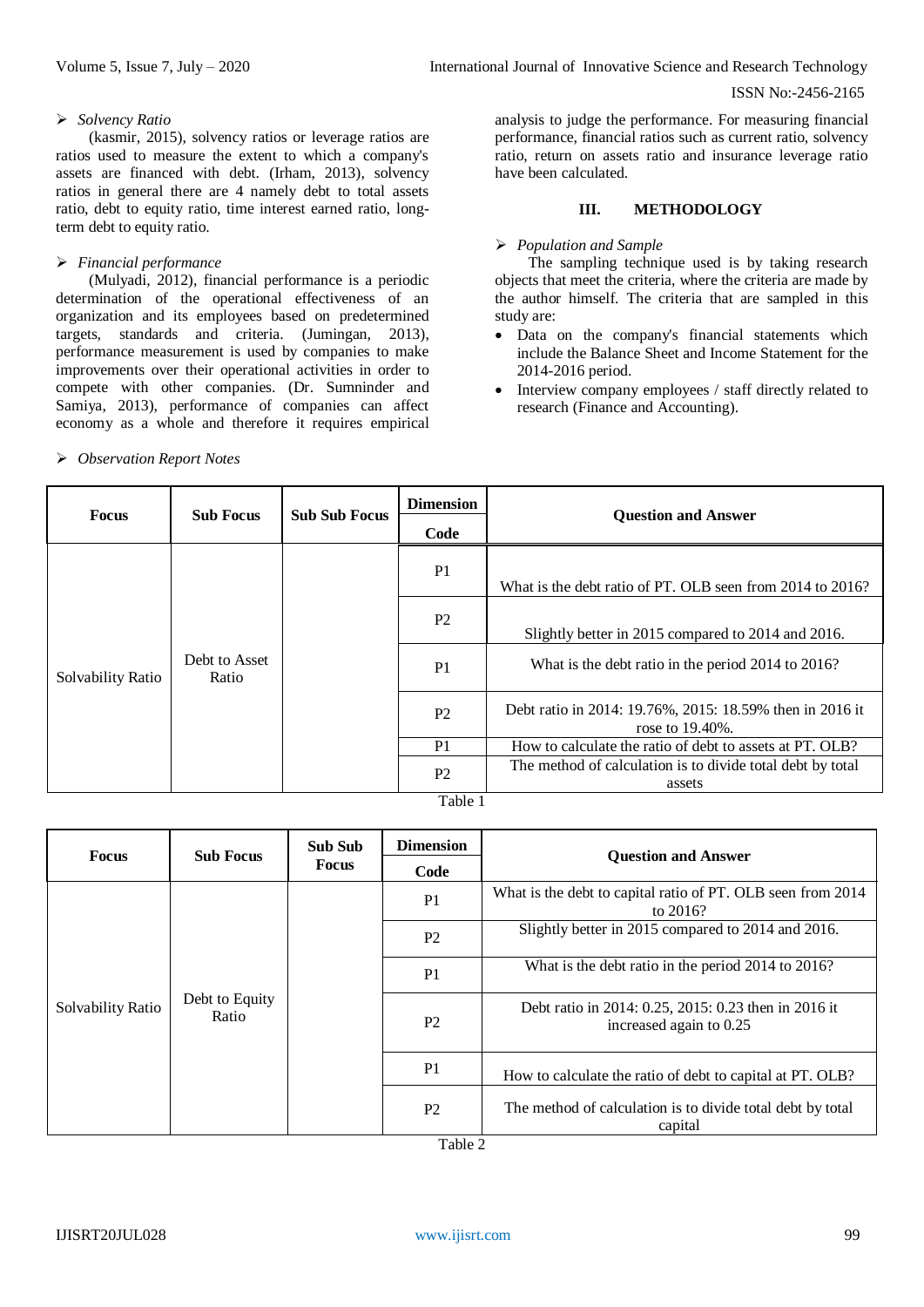- *Solvency Ratio*

(kasmir, 2015), solvency ratios or leverage ratios are ratios used to measure the extent to which a company's assets are financed with debt. (Irham, 2013), solvency ratios in general there are 4 namely debt to total assets ratio, debt to equity ratio, time interest earned ratio, long-term debt to equity ratio.

- *Financial performance*

(Mulyadi, 2012), financial performance is a periodic determination of the operational effectiveness of an organization and its employees based on predetermined targets, standards and criteria. (Jumingan, 2013), performance measurement is used by companies to make improvements over their operational activities in order to compete with other companies. (Dr. Sumninder and Samiya, 2013), performance of companies can affect economy as a whole and therefore it requires empirical analysis to judge the performance. For measuring financial performance, financial ratios such as current ratio, solvency ratio, return on assets ratio and insurance leverage ratio have been calculated.

## III. METHODOLOGY

- *Population and Sample*

The sampling technique used is by taking research objects that meet the criteria, where the criteria are made by the author himself. The criteria that are sampled in this study are:

- Data on the company's financial statements which include the Balance Sheet and Income Statement for the 2014-2016 period.
- Interview company employees / staff directly related to research (Finance and Accounting).

- *Observation Report Notes*

| Focus | Sub Focus | Sub Sub Focus | Dimension Code | Question and Answer |
|---|---|---|---|---|
| Solvability Ratio | Debt to Asset Ratio | | P1 | What is the debt ratio of PT. OLB seen from 2014 to 2016? |
| | | | P2 | Slightly better in 2015 compared to 2014 and 2016. |
| | | | P1 | What is the debt ratio in the period 2014 to 2016? |
| | | | P2 | Debt ratio in 2014: 19.76%, 2015: 18.59% then in 2016 it rose to 19.40%. |
| | | | P1 | How to calculate the ratio of debt to assets at PT. OLB? |
| | | | P2 | The method of calculation is to divide total debt by total assets |

Table 1

| Focus | Sub Focus | Sub Sub Focus | Dimension Code | Question and Answer |
|---|---|---|---|---|
| Solvability Ratio | Debt to Equity Ratio | | P1 | What is the debt to capital ratio of PT. OLB seen from 2014 to 2016? |
| | | | P2 | Slightly better in 2015 compared to 2014 and 2016. |
| | | | P1 | What is the debt ratio in the period 2014 to 2016? |
| | | | P2 | Debt ratio in 2014: 0.25, 2015: 0.23 then in 2016 it increased again to 0.25 |
| | | | P1 | How to calculate the ratio of debt to capital at PT. OLB? |
| | | | P2 | The method of calculation is to divide total debt by total capital |

Table 2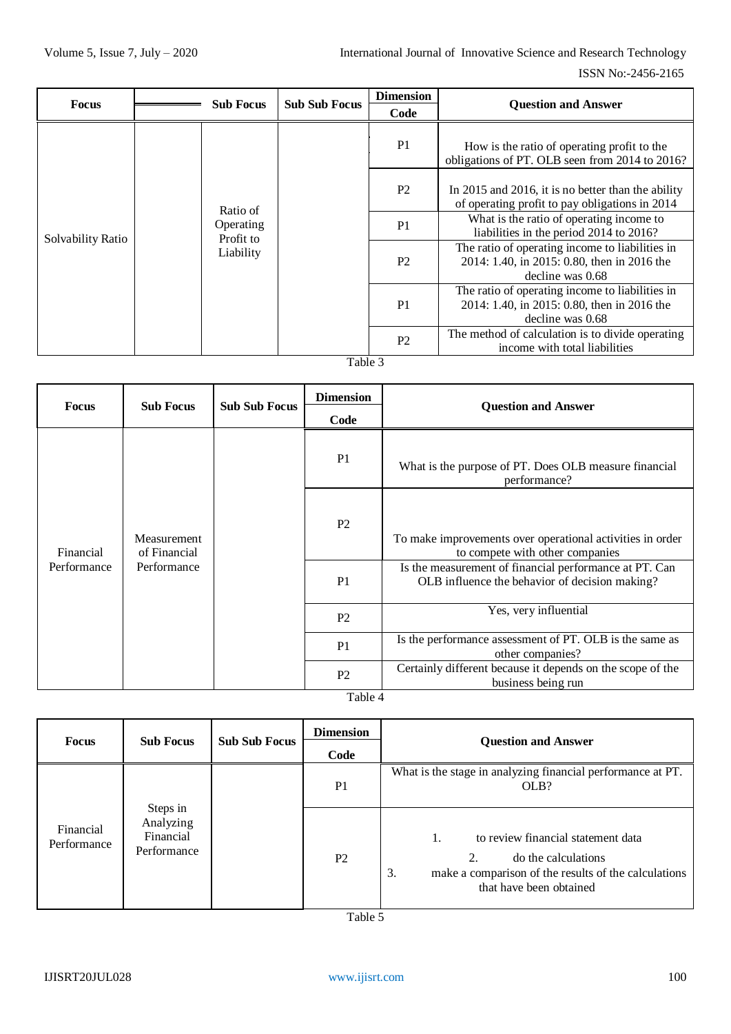| Focus | Sub Focus | Sub Sub Focus | Dimension Code | Question and Answer |
| --- | --- | --- | --- | --- |
| Solvability Ratio | Ratio of Operating Profit to Liability | | P1 | How is the ratio of operating profit to the obligations of PT. OLB seen from 2014 to 2016? |
| | | | P2 | In 2015 and 2016, it is no better than the ability of operating profit to pay obligations in 2014 |
| | | | P1 | What is the ratio of operating income to liabilities in the period 2014 to 2016? |
| | | | P2 | The ratio of operating income to liabilities in 2014: 1.40, in 2015: 0.80, then in 2016 the decline was 0.68 |
| | | | P1 | The ratio of operating income to liabilities in 2014: 1.40, in 2015: 0.80, then in 2016 the decline was 0.68 |
| | | | P2 | The method of calculation is to divide operating income with total liabilities |

Table 3

| Focus | Sub Focus | Sub Sub Focus | Dimension Code | Question and Answer |
| --- | --- | --- | --- | --- |
| Financial Performance | Measurement of Financial Performance | | P1 | What is the purpose of PT. Does OLB measure financial performance? |
| | | | P2 | To make improvements over operational activities in order to compete with other companies |
| | | | P1 | Is the measurement of financial performance at PT. Can OLB influence the behavior of decision making? |
| | | | P2 | Yes, very influential |
| | | | P1 | Is the performance assessment of PT. OLB is the same as other companies? |
| | | | P2 | Certainly different because it depends on the scope of the business being run |

Table 4

| Focus | Sub Focus | Sub Sub Focus | Dimension Code | Question and Answer |
| --- | --- | --- | --- | --- |
| Financial Performance | Steps in Analyzing Financial Performance | | P1 | What is the stage in analyzing financial performance at PT. OLB? |
| | | | P2 | 1. to review financial statement data 2. do the calculations 3. make a comparison of the results of the calculations that have been obtained |

Table 5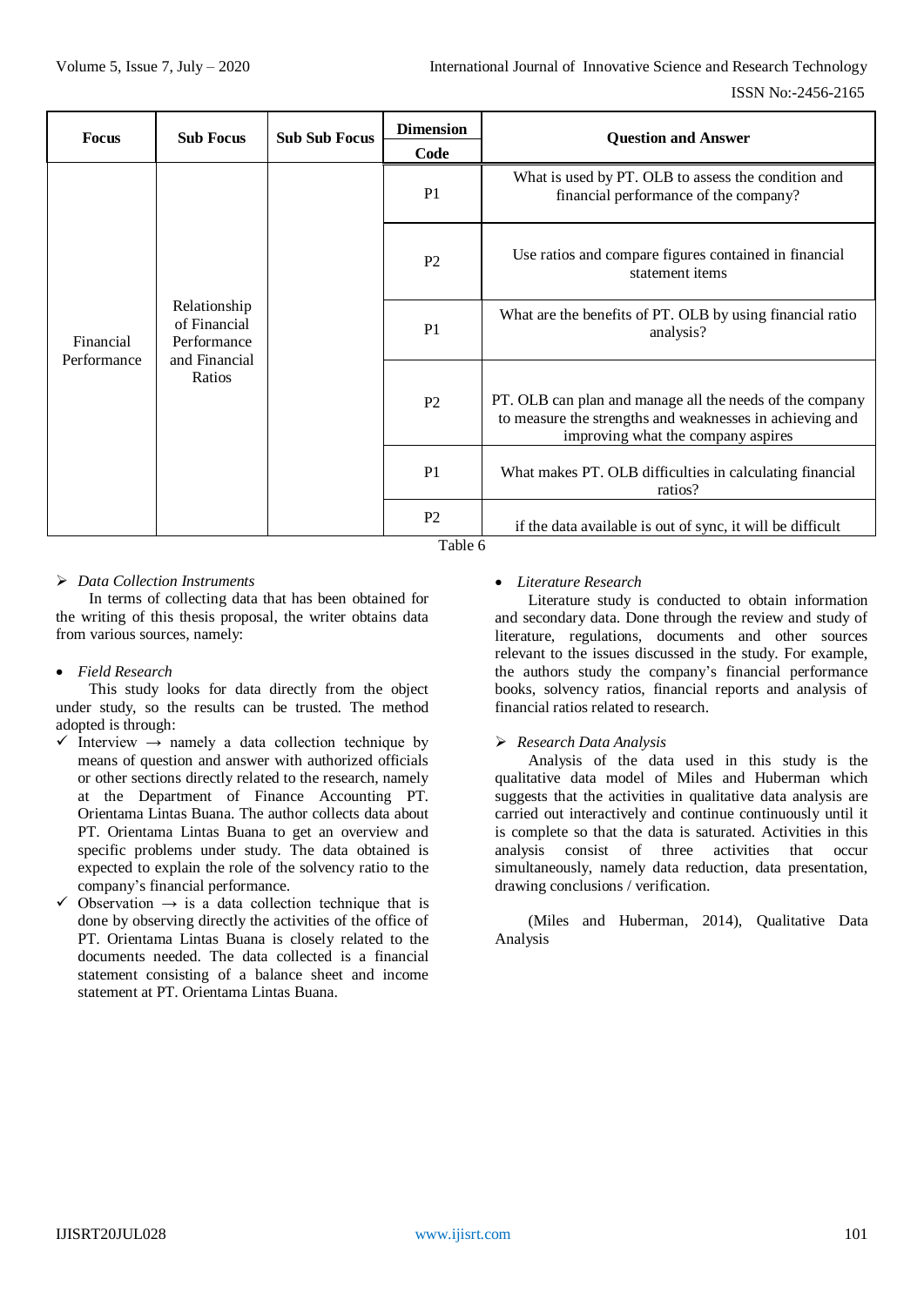| Focus | Sub Focus | Sub Sub Focus | Dimension Code | Question and Answer |
|---|---|---|---|---|
| Financial Performance | Relationship of Financial Performance and Financial Ratios | | P1 | What is used by PT. OLB to assess the condition and financial performance of the company? |
| | | | P2 | Use ratios and compare figures contained in financial statement items |
| | | | P1 | What are the benefits of PT. OLB by using financial ratio analysis? |
| | | | P2 | PT. OLB can plan and manage all the needs of the company to measure the strengths and weaknesses in achieving and improving what the company aspires |
| | | | P1 | What makes PT. OLB difficulties in calculating financial ratios? |
| | | | P2 | if the data available is out of sync, it will be difficult |

Table 6

- *Data Collection Instruments*

In terms of collecting data that has been obtained for the writing of this thesis proposal, the writer obtains data from various sources, namely:

- *Field Research*

This study looks for data directly from the object under study, so the results can be trusted. The method adopted is through:

- ✓ Interview → namely a data collection technique by means of question and answer with authorized officials or other sections directly related to the research, namely at the Department of Finance Accounting PT. Orientama Lintas Buana. The author collects data about PT. Orientama Lintas Buana to get an overview and specific problems under study. The data obtained is expected to explain the role of the solvency ratio to the company's financial performance.
- ✓ Observation → is a data collection technique that is done by observing directly the activities of the office of PT. Orientama Lintas Buana is closely related to the documents needed. The data collected is a financial statement consisting of a balance sheet and income statement at PT. Orientama Lintas Buana.

- *Literature Research*

Literature study is conducted to obtain information and secondary data. Done through the review and study of literature, regulations, documents and other sources relevant to the issues discussed in the study. For example, the authors study the company's financial performance books, solvency ratios, financial reports and analysis of financial ratios related to research.

- *Research Data Analysis*

Analysis of the data used in this study is the qualitative data model of Miles and Huberman which suggests that the activities in qualitative data analysis are carried out interactively and continue continuously until it is complete so that the data is saturated. Activities in this analysis consist of three activities that occur simultaneously, namely data reduction, data presentation, drawing conclusions / verification.

(Miles and Huberman, 2014), Qualitative Data Analysis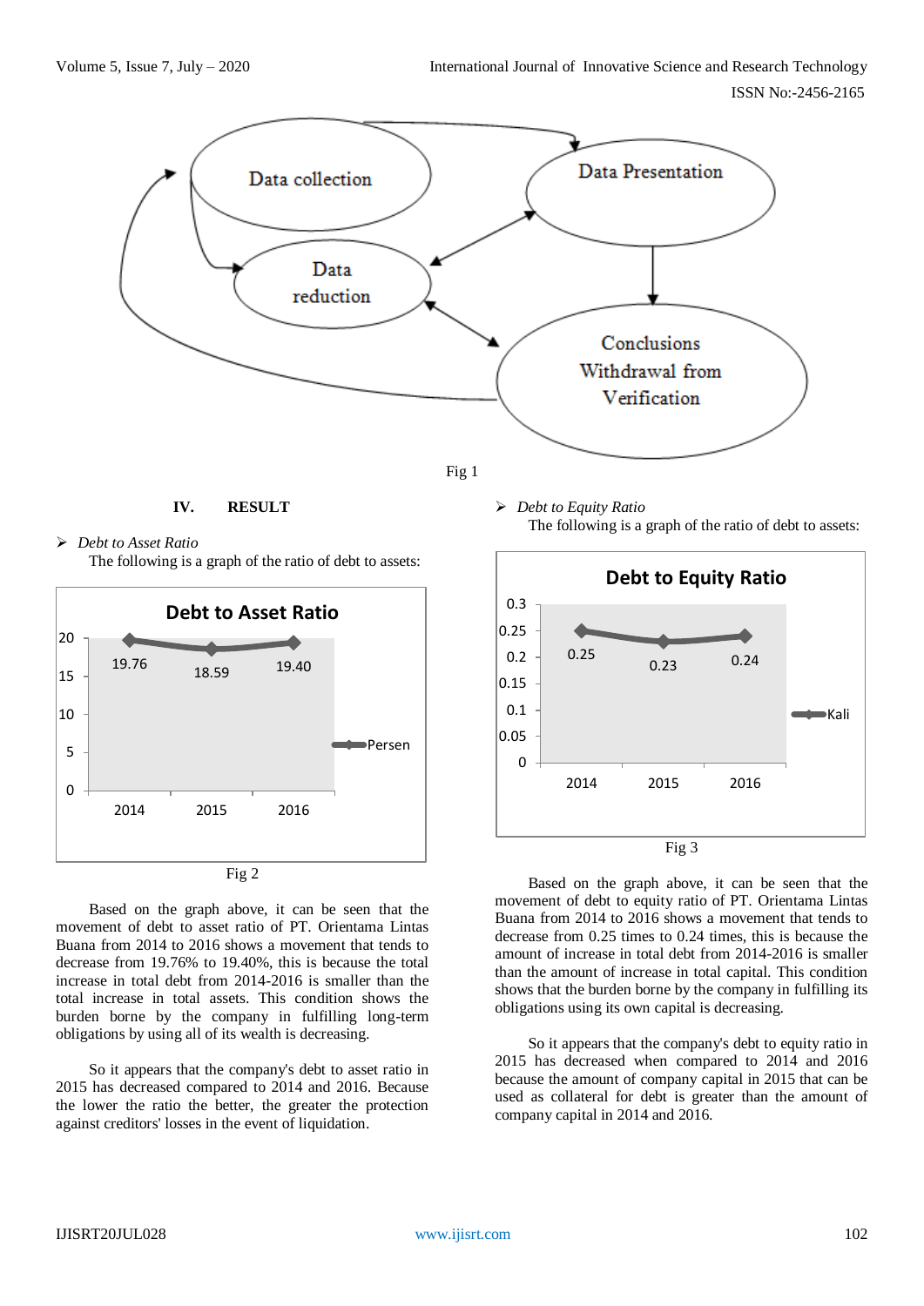Fig 1

## IV. RESULT

➢ *Debt to Asset Ratio*

The following is a graph of the ratio of debt to assets:

Fig 2

Based on the graph above, it can be seen that the movement of debt to asset ratio of PT. Orientama Lintas Buana from 2014 to 2016 shows a movement that tends to decrease from 19.76% to 19.40%, this is because the total increase in total debt from 2014-2016 is smaller than the total increase in total assets. This condition shows the burden borne by the company in fulfilling long-term obligations by using all of its wealth is decreasing.

So it appears that the company's debt to asset ratio in 2015 has decreased compared to 2014 and 2016. Because the lower the ratio the better, the greater the protection against creditors' losses in the event of liquidation.

➢ *Debt to Equity Ratio*

The following is a graph of the ratio of debt to assets:

Fig 3

Based on the graph above, it can be seen that the movement of debt to equity ratio of PT. Orientama Lintas Buana from 2014 to 2016 shows a movement that tends to decrease from 0.25 times to 0.24 times, this is because the amount of increase in total debt from 2014-2016 is smaller than the amount of increase in total capital. This condition shows that the burden borne by the company in fulfilling its obligations using its own capital is decreasing.

So it appears that the company's debt to equity ratio in 2015 has decreased when compared to 2014 and 2016 because the amount of company capital in 2015 that can be used as collateral for debt is greater than the amount of company capital in 2014 and 2016.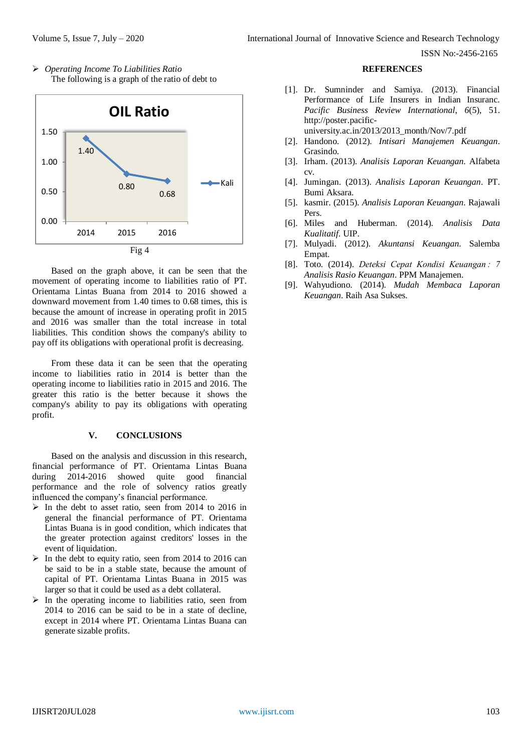- *Operating Income To Liabilities Ratio*
  The following is a graph of the ratio of debt to

OIL Ratio

1.50
1.00
0.50
0.00

1.40
0.80
0.68

2014
2015
2016

Kali

Fig 4

Based on the graph above, it can be seen that the movement of operating income to liabilities ratio of PT. Orientama Lintas Buana from 2014 to 2016 showed a downward movement from 1.40 times to 0.68 times, this is because the amount of increase in operating profit in 2015 and 2016 was smaller than the total increase in total liabilities. This condition shows the company's ability to pay off its obligations with operational profit is decreasing.

From these data it can be seen that the operating income to liabilities ratio in 2014 is better than the operating income to liabilities ratio in 2015 and 2016. The greater this ratio is the better because it shows the company's ability to pay its obligations with operating profit.

## V. CONCLUSIONS

Based on the analysis and discussion in this research, financial performance of PT. Orientama Lintas Buana during 2014-2016 showed quite good financial performance and the role of solvency ratios greatly influenced the company's financial performance.

- In the debt to asset ratio, seen from 2014 to 2016 in general the financial performance of PT. Orientama Lintas Buana is in good condition, which indicates that the greater protection against creditors' losses in the event of liquidation.
- In the debt to equity ratio, seen from 2014 to 2016 can be said to be in a stable state, because the amount of capital of PT. Orientama Lintas Buana in 2015 was larger so that it could be used as a debt collateral.
- In the operating income to liabilities ratio, seen from 2014 to 2016 can be said to be in a state of decline, except in 2014 where PT. Orientama Lintas Buana can generate sizable profits.

## REFERENCES

[1]. Dr. Sumninder and Samiya. (2013). Financial Performance of Life Insurers in Indian Insuranc. *Pacific Business Review International*, *6*(5), 51. http://poster.pacific-university.ac.in/2013/2013_month/Nov/7.pdf

[2]. Handono. (2012). *Intisari Manajemen Keuangan*. Grasindo.

[3]. Irham. (2013). *Analisis Laporan Keuangan*. Alfabeta cv.

[4]. Jumingan. (2013). *Analisis Laporan Keuangan*. PT. Bumi Aksara.

[5]. kasmir. (2015). *Analisis Laporan Keuangan*. Rajawali Pers.

[6]. Miles and Huberman. (2014). *Analisis Data Kualitatif*. UIP.

[7]. Mulyadi. (2012). *Akuntansi Keuangan*. Salemba Empat.

[8]. Toto. (2014). *Deteksi Cepat Kondisi Keuangan : 7 Analisis Rasio Keuangan*. PPM Manajemen.

[9]. Wahyudiono. (2014). *Mudah Membaca Laporan Keuangan*. Raih Asa Sukses.